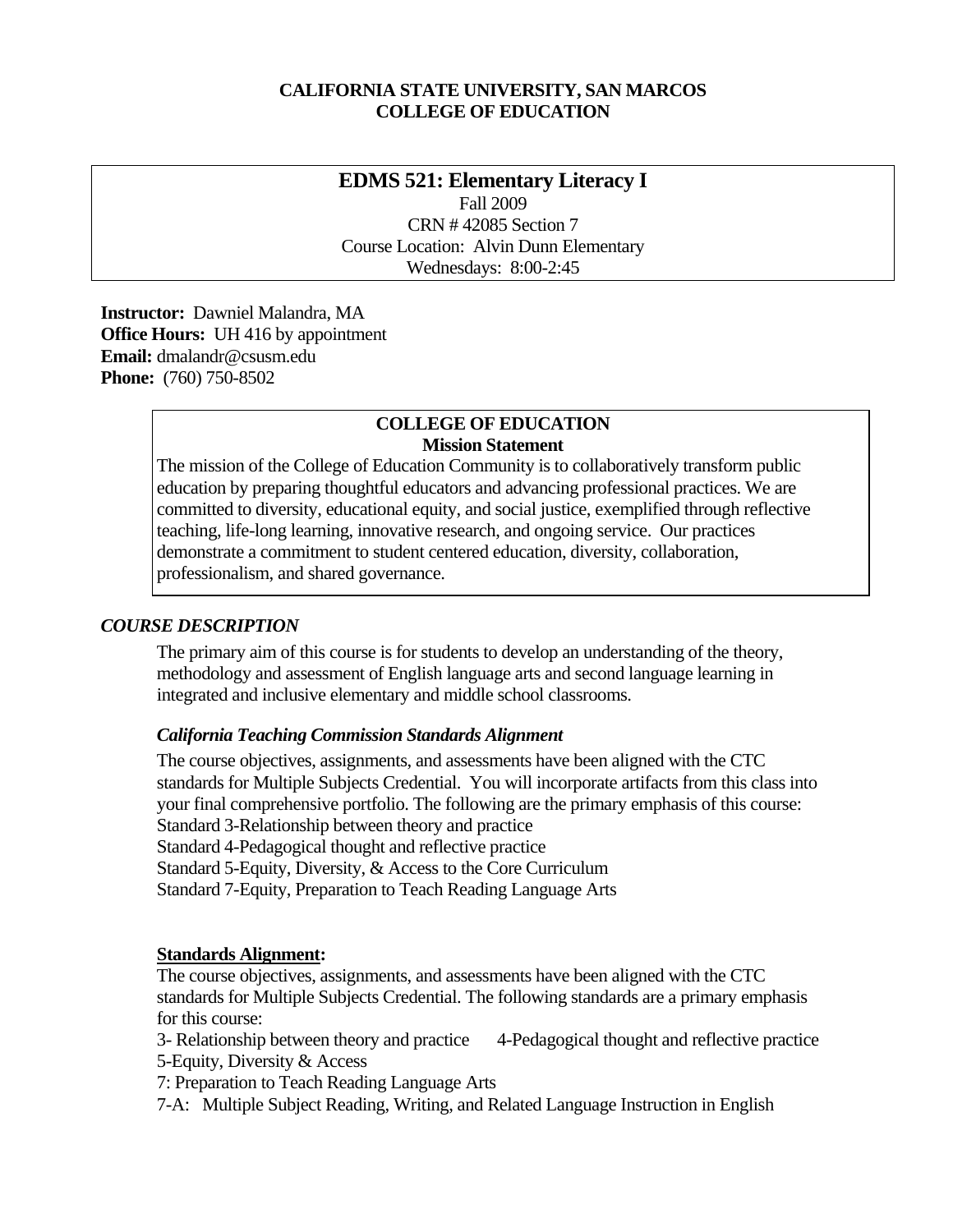**CALIFORNIA STATE UNIVERSITY, SAN MARCOS**
**COLLEGE OF EDUCATION**

# EDMS 521: Elementary Literacy I

Fall 2009
CRN # 42085 Section 7
Course Location: Alvin Dunn Elementary
Wednesdays: 8:00-2:45

**Instructor:** Dawniel Malandra, MA
**Office Hours:** UH 416 by appointment
**Email:** dmalandr@csusm.edu
**Phone:** (760) 750-8502

**COLLEGE OF EDUCATION**
**Mission Statement**

The mission of the College of Education Community is to collaboratively transform public education by preparing thoughtful educators and advancing professional practices. We are committed to diversity, educational equity, and social justice, exemplified through reflective teaching, life-long learning, innovative research, and ongoing service. Our practices demonstrate a commitment to student centered education, diversity, collaboration, professionalism, and shared governance.

## *COURSE DESCRIPTION*

The primary aim of this course is for students to develop an understanding of the theory, methodology and assessment of English language arts and second language learning in integrated and inclusive elementary and middle school classrooms.

### *California Teaching Commission Standards Alignment*

The course objectives, assignments, and assessments have been aligned with the CTC standards for Multiple Subjects Credential. You will incorporate artifacts from this class into your final comprehensive portfolio. The following are the primary emphasis of this course:
Standard 3-Relationship between theory and practice
Standard 4-Pedagogical thought and reflective practice
Standard 5-Equity, Diversity, & Access to the Core Curriculum
Standard 7-Equity, Preparation to Teach Reading Language Arts

### **Standards Alignment:**

The course objectives, assignments, and assessments have been aligned with the CTC standards for Multiple Subjects Credential. The following standards are a primary emphasis for this course:
3- Relationship between theory and practice 4-Pedagogical thought and reflective practice
5-Equity, Diversity & Access
7: Preparation to Teach Reading Language Arts
7-A: Multiple Subject Reading, Writing, and Related Language Instruction in English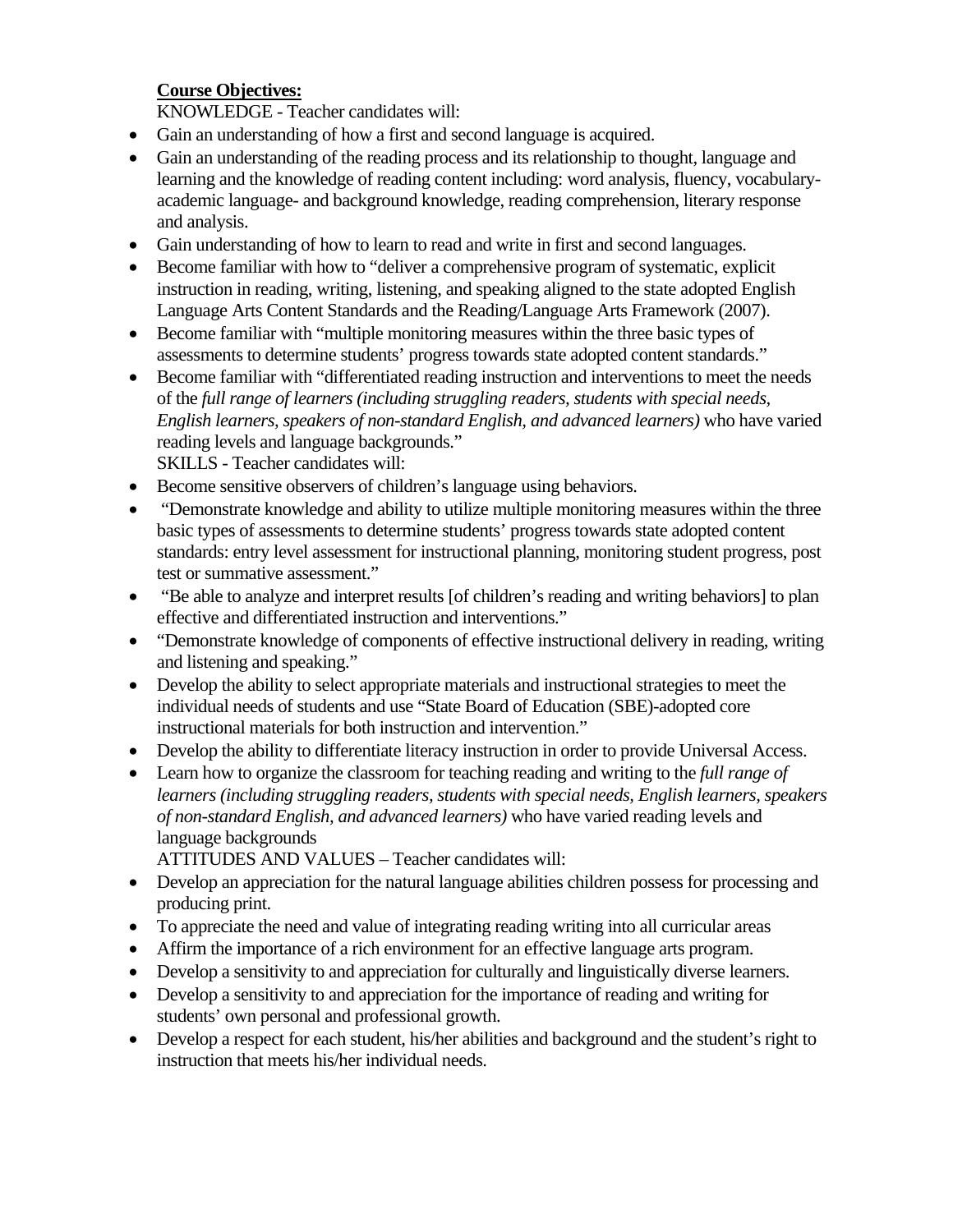**Course Objectives:**

KNOWLEDGE - Teacher candidates will:

- Gain an understanding of how a first and second language is acquired.
- Gain an understanding of the reading process and its relationship to thought, language and learning and the knowledge of reading content including: word analysis, fluency, vocabulary-academic language- and background knowledge, reading comprehension, literary response and analysis.
- Gain understanding of how to learn to read and write in first and second languages.
- Become familiar with how to "deliver a comprehensive program of systematic, explicit instruction in reading, writing, listening, and speaking aligned to the state adopted English Language Arts Content Standards and the Reading/Language Arts Framework (2007).
- Become familiar with "multiple monitoring measures within the three basic types of assessments to determine students' progress towards state adopted content standards."
- Become familiar with "differentiated reading instruction and interventions to meet the needs of the *full range of learners (including struggling readers, students with special needs, English learners, speakers of non-standard English, and advanced learners)* who have varied reading levels and language backgrounds."

SKILLS - Teacher candidates will:

- Become sensitive observers of children's language using behaviors.
- "Demonstrate knowledge and ability to utilize multiple monitoring measures within the three basic types of assessments to determine students' progress towards state adopted content standards: entry level assessment for instructional planning, monitoring student progress, post test or summative assessment."
- "Be able to analyze and interpret results [of children's reading and writing behaviors] to plan effective and differentiated instruction and interventions."
- "Demonstrate knowledge of components of effective instructional delivery in reading, writing and listening and speaking."
- Develop the ability to select appropriate materials and instructional strategies to meet the individual needs of students and use "State Board of Education (SBE)-adopted core instructional materials for both instruction and intervention."
- Develop the ability to differentiate literacy instruction in order to provide Universal Access.
- Learn how to organize the classroom for teaching reading and writing to the *full range of learners (including struggling readers, students with special needs, English learners, speakers of non-standard English, and advanced learners)* who have varied reading levels and language backgrounds

ATTITUDES AND VALUES – Teacher candidates will:

- Develop an appreciation for the natural language abilities children possess for processing and producing print.
- To appreciate the need and value of integrating reading writing into all curricular areas
- Affirm the importance of a rich environment for an effective language arts program.
- Develop a sensitivity to and appreciation for culturally and linguistically diverse learners.
- Develop a sensitivity to and appreciation for the importance of reading and writing for students' own personal and professional growth.
- Develop a respect for each student, his/her abilities and background and the student's right to instruction that meets his/her individual needs.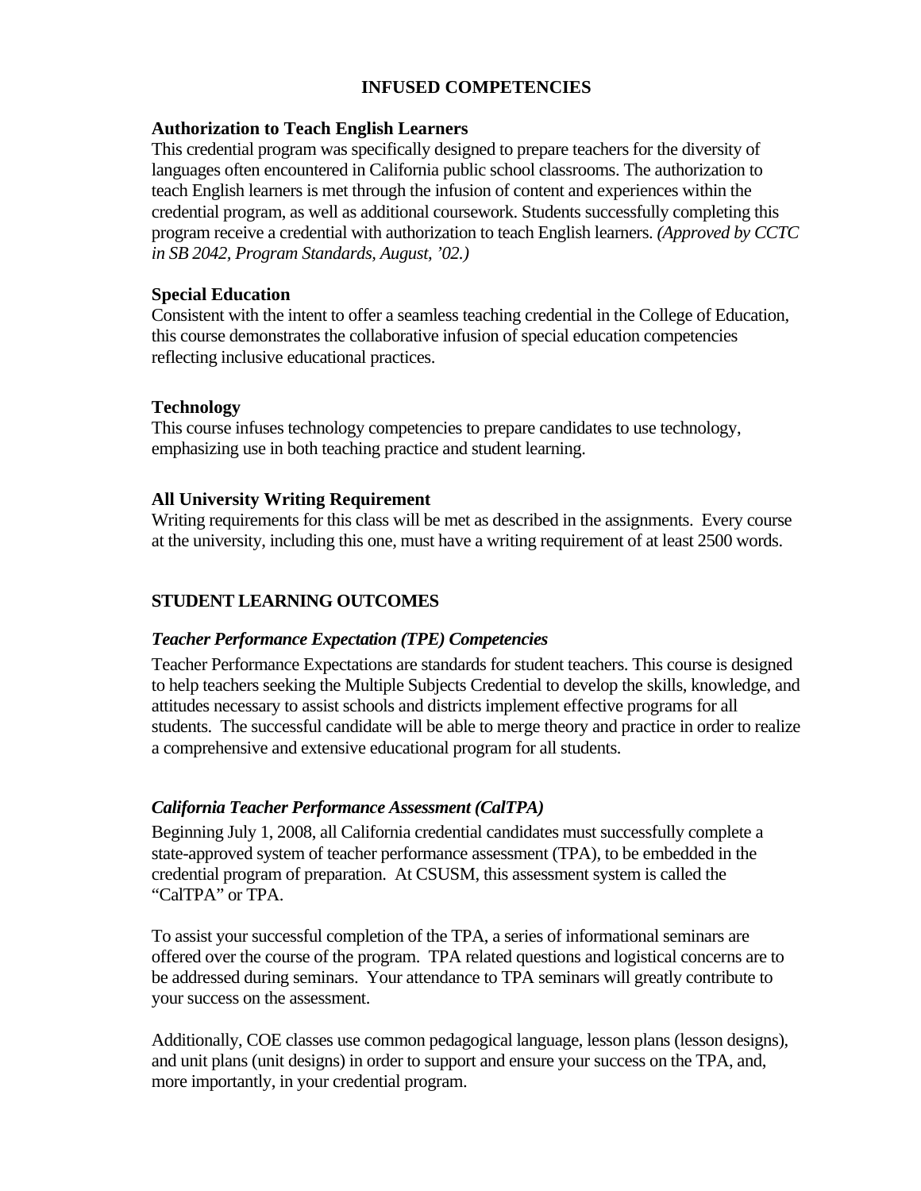## INFUSED COMPETENCIES

### Authorization to Teach English Learners

This credential program was specifically designed to prepare teachers for the diversity of languages often encountered in California public school classrooms. The authorization to teach English learners is met through the infusion of content and experiences within the credential program, as well as additional coursework. Students successfully completing this program receive a credential with authorization to teach English learners. *(Approved by CCTC in SB 2042, Program Standards, August, '02.)*

### Special Education

Consistent with the intent to offer a seamless teaching credential in the College of Education, this course demonstrates the collaborative infusion of special education competencies reflecting inclusive educational practices.

### Technology

This course infuses technology competencies to prepare candidates to use technology, emphasizing use in both teaching practice and student learning.

### All University Writing Requirement

Writing requirements for this class will be met as described in the assignments. Every course at the university, including this one, must have a writing requirement of at least 2500 words.

## STUDENT LEARNING OUTCOMES

### *Teacher Performance Expectation (TPE) Competencies*

Teacher Performance Expectations are standards for student teachers. This course is designed to help teachers seeking the Multiple Subjects Credential to develop the skills, knowledge, and attitudes necessary to assist schools and districts implement effective programs for all students. The successful candidate will be able to merge theory and practice in order to realize a comprehensive and extensive educational program for all students.

### *California Teacher Performance Assessment (CalTPA)*

Beginning July 1, 2008, all California credential candidates must successfully complete a state-approved system of teacher performance assessment (TPA), to be embedded in the credential program of preparation. At CSUSM, this assessment system is called the "CalTPA" or TPA.

To assist your successful completion of the TPA, a series of informational seminars are offered over the course of the program. TPA related questions and logistical concerns are to be addressed during seminars. Your attendance to TPA seminars will greatly contribute to your success on the assessment.

Additionally, COE classes use common pedagogical language, lesson plans (lesson designs), and unit plans (unit designs) in order to support and ensure your success on the TPA, and, more importantly, in your credential program.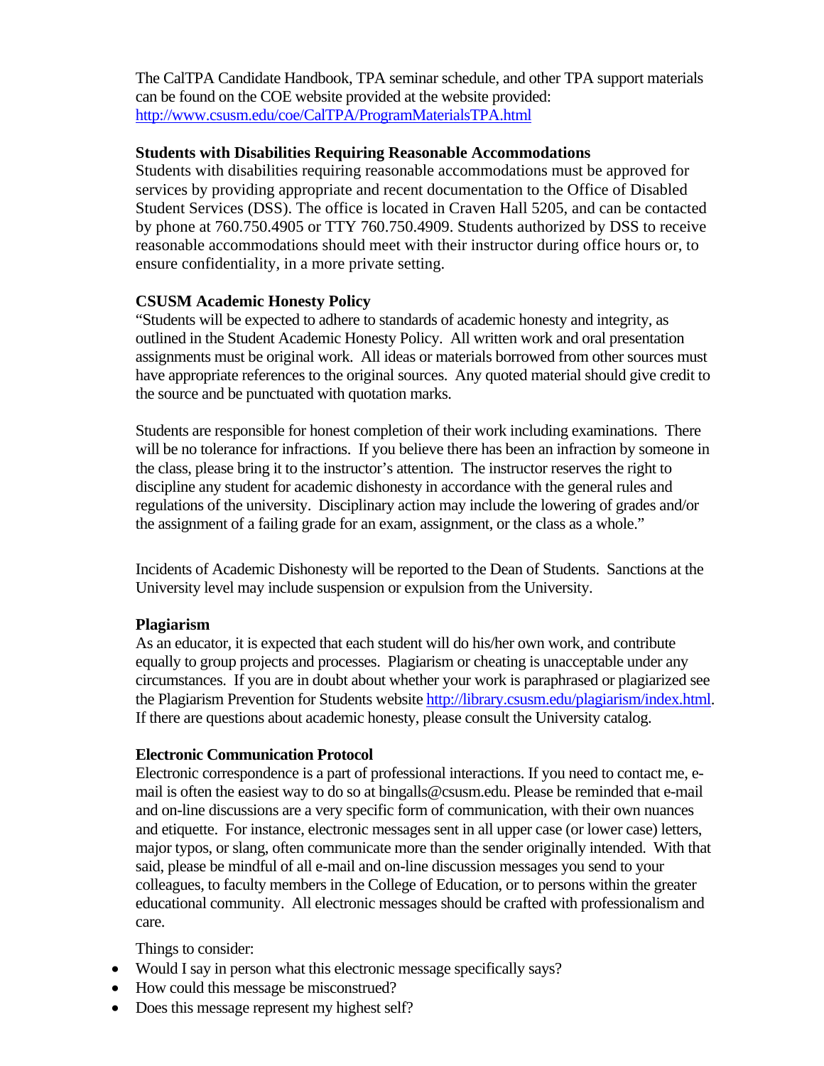The CalTPA Candidate Handbook, TPA seminar schedule, and other TPA support materials can be found on the COE website provided at the website provided: http://www.csusm.edu/coe/CalTPA/ProgramMaterialsTPA.html

**Students with Disabilities Requiring Reasonable Accommodations**

Students with disabilities requiring reasonable accommodations must be approved for services by providing appropriate and recent documentation to the Office of Disabled Student Services (DSS). The office is located in Craven Hall 5205, and can be contacted by phone at 760.750.4905 or TTY 760.750.4909. Students authorized by DSS to receive reasonable accommodations should meet with their instructor during office hours or, to ensure confidentiality, in a more private setting.

**CSUSM Academic Honesty Policy**

"Students will be expected to adhere to standards of academic honesty and integrity, as outlined in the Student Academic Honesty Policy. All written work and oral presentation assignments must be original work. All ideas or materials borrowed from other sources must have appropriate references to the original sources. Any quoted material should give credit to the source and be punctuated with quotation marks.

Students are responsible for honest completion of their work including examinations. There will be no tolerance for infractions. If you believe there has been an infraction by someone in the class, please bring it to the instructor's attention. The instructor reserves the right to discipline any student for academic dishonesty in accordance with the general rules and regulations of the university. Disciplinary action may include the lowering of grades and/or the assignment of a failing grade for an exam, assignment, or the class as a whole."

Incidents of Academic Dishonesty will be reported to the Dean of Students. Sanctions at the University level may include suspension or expulsion from the University.

**Plagiarism**

As an educator, it is expected that each student will do his/her own work, and contribute equally to group projects and processes. Plagiarism or cheating is unacceptable under any circumstances. If you are in doubt about whether your work is paraphrased or plagiarized see the Plagiarism Prevention for Students website http://library.csusm.edu/plagiarism/index.html. If there are questions about academic honesty, please consult the University catalog.

**Electronic Communication Protocol**

Electronic correspondence is a part of professional interactions. If you need to contact me, e-mail is often the easiest way to do so at bingalls@csusm.edu. Please be reminded that e-mail and on-line discussions are a very specific form of communication, with their own nuances and etiquette. For instance, electronic messages sent in all upper case (or lower case) letters, major typos, or slang, often communicate more than the sender originally intended. With that said, please be mindful of all e-mail and on-line discussion messages you send to your colleagues, to faculty members in the College of Education, or to persons within the greater educational community. All electronic messages should be crafted with professionalism and care.

Things to consider:

- Would I say in person what this electronic message specifically says?
- How could this message be misconstrued?
- Does this message represent my highest self?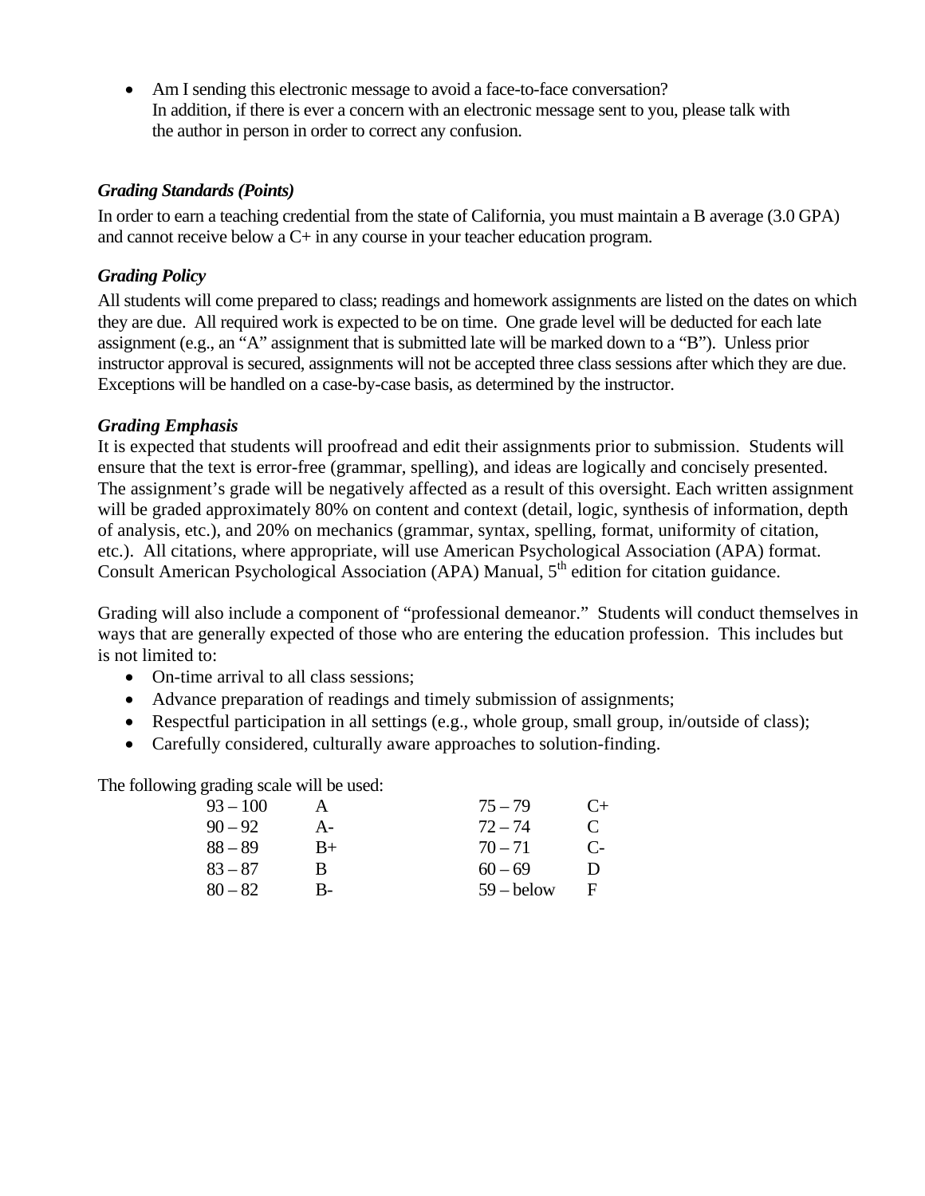- Am I sending this electronic message to avoid a face-to-face conversation?
  In addition, if there is ever a concern with an electronic message sent to you, please talk with the author in person in order to correct any confusion.

### *Grading Standards (Points)*

In order to earn a teaching credential from the state of California, you must maintain a B average (3.0 GPA) and cannot receive below a C+ in any course in your teacher education program.

### *Grading Policy*

All students will come prepared to class; readings and homework assignments are listed on the dates on which they are due. All required work is expected to be on time. One grade level will be deducted for each late assignment (e.g., an "A" assignment that is submitted late will be marked down to a "B"). Unless prior instructor approval is secured, assignments will not be accepted three class sessions after which they are due. Exceptions will be handled on a case-by-case basis, as determined by the instructor.

### *Grading Emphasis*

It is expected that students will proofread and edit their assignments prior to submission. Students will ensure that the text is error-free (grammar, spelling), and ideas are logically and concisely presented. The assignment's grade will be negatively affected as a result of this oversight. Each written assignment will be graded approximately 80% on content and context (detail, logic, synthesis of information, depth of analysis, etc.), and 20% on mechanics (grammar, syntax, spelling, format, uniformity of citation, etc.). All citations, where appropriate, will use American Psychological Association (APA) format. Consult American Psychological Association (APA) Manual, 5th edition for citation guidance.

Grading will also include a component of "professional demeanor." Students will conduct themselves in ways that are generally expected of those who are entering the education profession. This includes but is not limited to:

- On-time arrival to all class sessions;
- Advance preparation of readings and timely submission of assignments;
- Respectful participation in all settings (e.g., whole group, small group, in/outside of class);
- Carefully considered, culturally aware approaches to solution-finding.

The following grading scale will be used:

| | | | |
|---|---|---|---|
| 93 – 100 | A | 75 – 79 | C+ |
| 90 – 92 | A- | 72 – 74 | C |
| 88 – 89 | B+ | 70 – 71 | C- |
| 83 – 87 | B | 60 – 69 | D |
| 80 – 82 | B- | 59 – below | F |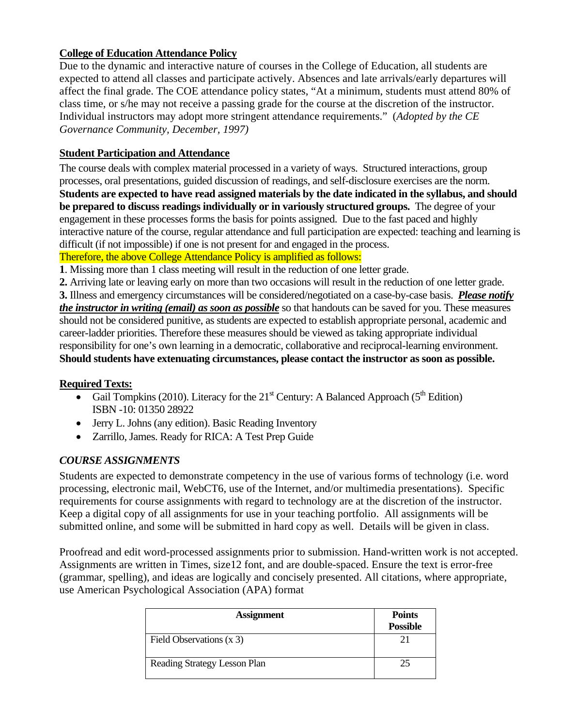**College of Education Attendance Policy**

Due to the dynamic and interactive nature of courses in the College of Education, all students are expected to attend all classes and participate actively. Absences and late arrivals/early departures will affect the final grade. The COE attendance policy states, "At a minimum, students must attend 80% of class time, or s/he may not receive a passing grade for the course at the discretion of the instructor. Individual instructors may adopt more stringent attendance requirements." (*Adopted by the CE Governance Community, December, 1997)*

**Student Participation and Attendance**

The course deals with complex material processed in a variety of ways. Structured interactions, group processes, oral presentations, guided discussion of readings, and self-disclosure exercises are the norm. **Students are expected to have read assigned materials by the date indicated in the syllabus, and should be prepared to discuss readings individually or in variously structured groups.** The degree of your engagement in these processes forms the basis for points assigned. Due to the fast paced and highly interactive nature of the course, regular attendance and full participation are expected: teaching and learning is difficult (if not impossible) if one is not present for and engaged in the process.

Therefore, the above College Attendance Policy is amplified as follows:

**1**. Missing more than 1 class meeting will result in the reduction of one letter grade.

**2.** Arriving late or leaving early on more than two occasions will result in the reduction of one letter grade.

**3.** Illness and emergency circumstances will be considered/negotiated on a case-by-case basis. ***Please notify the instructor in writing (email) as soon as possible*** so that handouts can be saved for you. These measures should not be considered punitive, as students are expected to establish appropriate personal, academic and career-ladder priorities. Therefore these measures should be viewed as taking appropriate individual responsibility for one's own learning in a democratic, collaborative and reciprocal-learning environment. **Should students have extenuating circumstances, please contact the instructor as soon as possible.**

**Required Texts:**

- Gail Tompkins (2010). Literacy for the 21st Century: A Balanced Approach (5th Edition) ISBN -10: 01350 28922
- Jerry L. Johns (any edition). Basic Reading Inventory
- Zarrillo, James. Ready for RICA: A Test Prep Guide

***COURSE ASSIGNMENTS***

Students are expected to demonstrate competency in the use of various forms of technology (i.e. word processing, electronic mail, WebCT6, use of the Internet, and/or multimedia presentations). Specific requirements for course assignments with regard to technology are at the discretion of the instructor. Keep a digital copy of all assignments for use in your teaching portfolio. All assignments will be submitted online, and some will be submitted in hard copy as well. Details will be given in class.

Proofread and edit word-processed assignments prior to submission. Hand-written work is not accepted. Assignments are written in Times, size12 font, and are double-spaced. Ensure the text is error-free (grammar, spelling), and ideas are logically and concisely presented. All citations, where appropriate, use American Psychological Association (APA) format

| Assignment | Points Possible |
|---|---|
| Field Observations (x 3) | 21 |
| Reading Strategy Lesson Plan | 25 |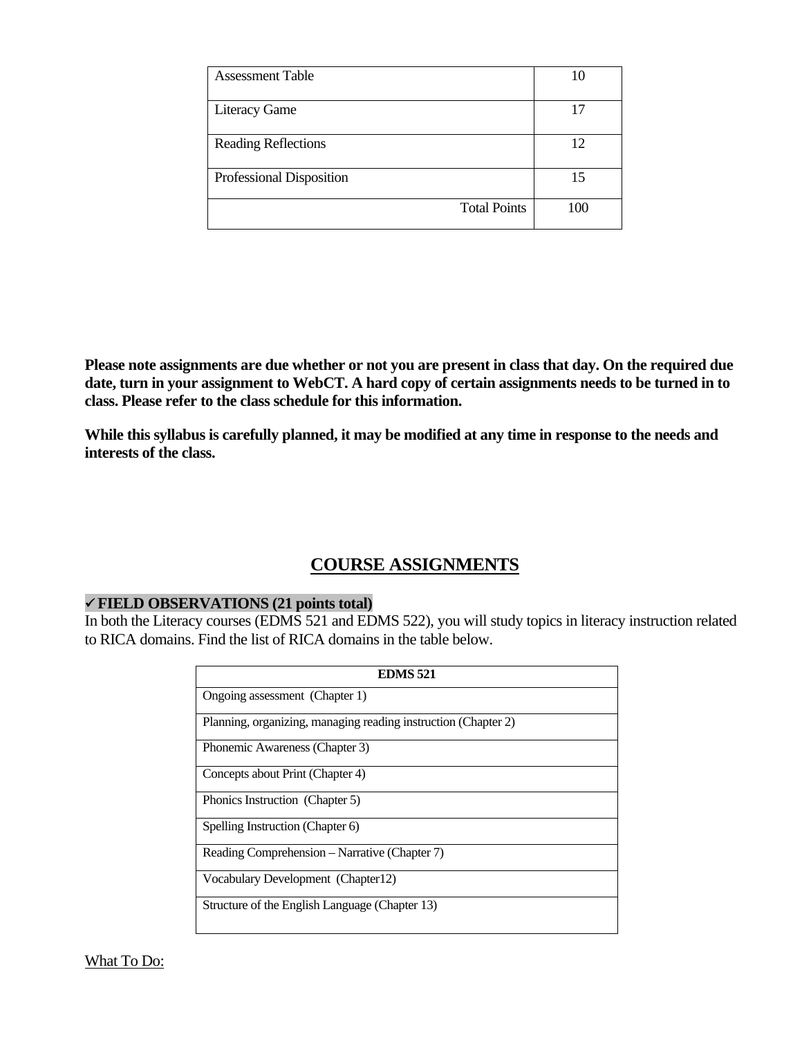| Assessment Table | 10 |
|---|---|
| Literacy Game | 17 |
| Reading Reflections | 12 |
| Professional Disposition | 15 |
| Total Points | 100 |

**Please note assignments are due whether or not you are present in class that day. On the required due date, turn in your assignment to WebCT. A hard copy of certain assignments needs to be turned in to class. Please refer to the class schedule for this information.**

**While this syllabus is carefully planned, it may be modified at any time in response to the needs and interests of the class.**

## COURSE ASSIGNMENTS

**✓ FIELD OBSERVATIONS (21 points total)**

In both the Literacy courses (EDMS 521 and EDMS 522), you will study topics in literacy instruction related to RICA domains. Find the list of RICA domains in the table below.

| EDMS 521 |
|---|
| Ongoing assessment (Chapter 1) |
| Planning, organizing, managing reading instruction (Chapter 2) |
| Phonemic Awareness (Chapter 3) |
| Concepts about Print (Chapter 4) |
| Phonics Instruction (Chapter 5) |
| Spelling Instruction (Chapter 6) |
| Reading Comprehension – Narrative (Chapter 7) |
| Vocabulary Development (Chapter12) |
| Structure of the English Language (Chapter 13) |

What To Do: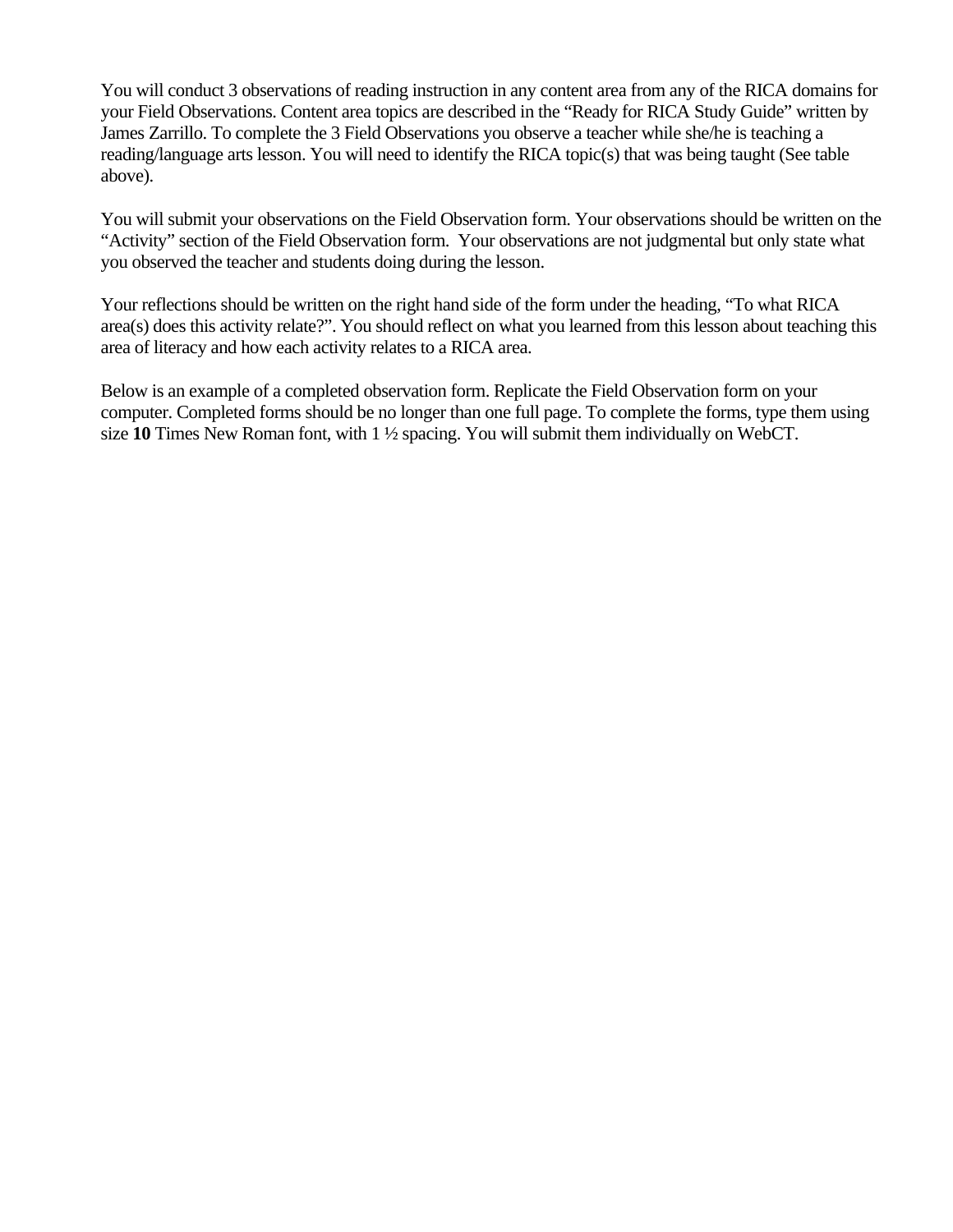You will conduct 3 observations of reading instruction in any content area from any of the RICA domains for your Field Observations. Content area topics are described in the "Ready for RICA Study Guide" written by James Zarrillo. To complete the 3 Field Observations you observe a teacher while she/he is teaching a reading/language arts lesson. You will need to identify the RICA topic(s) that was being taught (See table above).

You will submit your observations on the Field Observation form. Your observations should be written on the "Activity" section of the Field Observation form. Your observations are not judgmental but only state what you observed the teacher and students doing during the lesson.

Your reflections should be written on the right hand side of the form under the heading, "To what RICA area(s) does this activity relate?". You should reflect on what you learned from this lesson about teaching this area of literacy and how each activity relates to a RICA area.

Below is an example of a completed observation form. Replicate the Field Observation form on your computer. Completed forms should be no longer than one full page. To complete the forms, type them using size **10** Times New Roman font, with 1 ½ spacing. You will submit them individually on WebCT.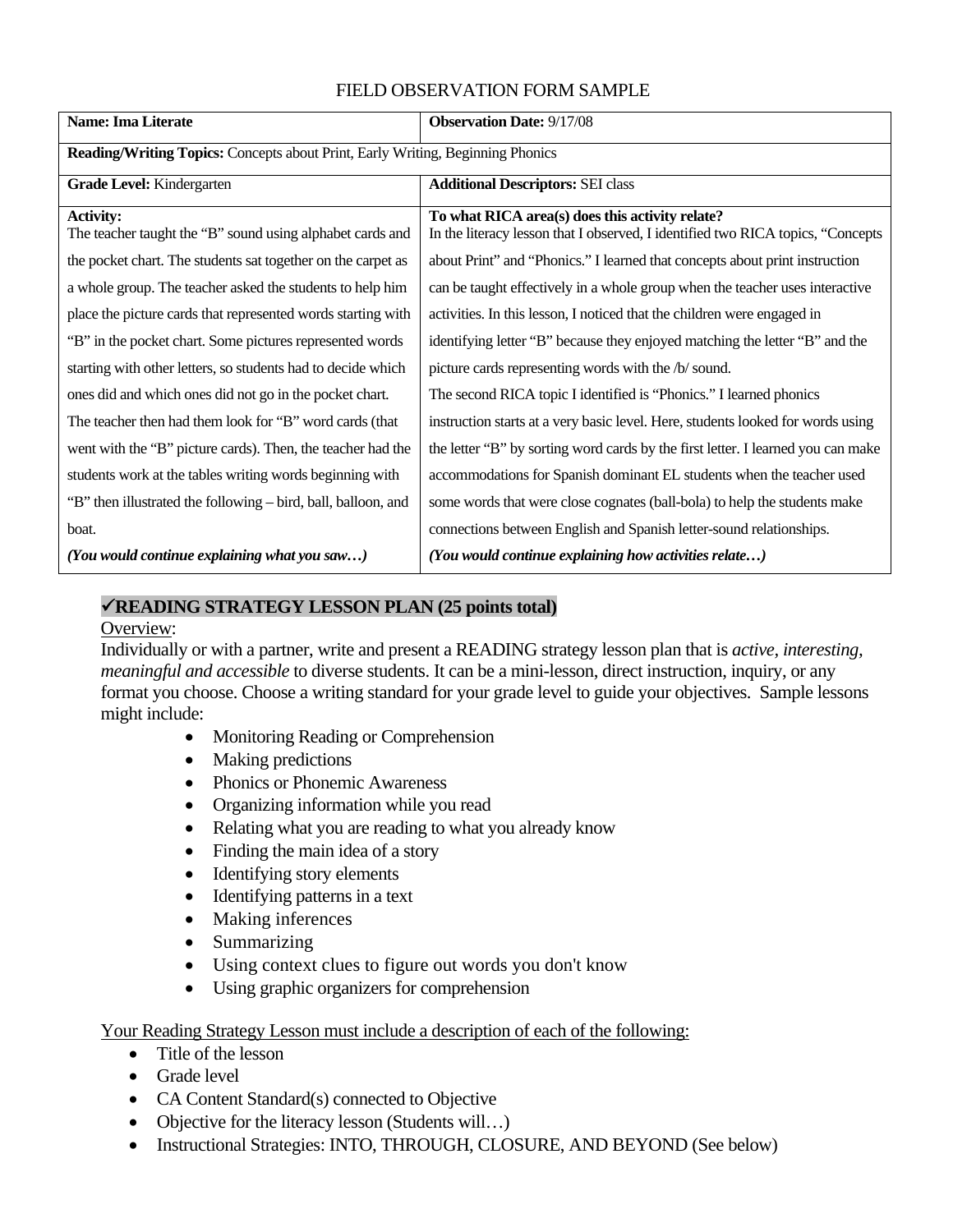FIELD OBSERVATION FORM SAMPLE

| **Name:** Ima Literate | **Observation Date:** 9/17/08 |
|---|---|
| **Reading/Writing Topics:** Concepts about Print, Early Writing, Beginning Phonics | |
| **Grade Level:** Kindergarten | **Additional Descriptors:** SEI class |
| **Activity:** The teacher taught the "B" sound using alphabet cards and the pocket chart. The students sat together on the carpet as a whole group. The teacher asked the students to help him place the picture cards that represented words starting with "B" in the pocket chart. Some pictures represented words starting with other letters, so students had to decide which ones did and which ones did not go in the pocket chart. The teacher then had them look for "B" word cards (that went with the "B" picture cards). Then, the teacher had the students work at the tables writing words beginning with "B" then illustrated the following – bird, ball, balloon, and boat. ***(You would continue explaining what you saw…)*** | **To what RICA area(s) does this activity relate?** In the literacy lesson that I observed, I identified two RICA topics, "Concepts about Print" and "Phonics." I learned that concepts about print instruction can be taught effectively in a whole group when the teacher uses interactive activities. In this lesson, I noticed that the children were engaged in identifying letter "B" because they enjoyed matching the letter "B" and the picture cards representing words with the /b/ sound. The second RICA topic I identified is "Phonics." I learned phonics instruction starts at a very basic level. Here, students looked for words using the letter "B" by sorting word cards by the first letter. I learned you can make accommodations for Spanish dominant EL students when the teacher used some words that were close cognates (ball-bola) to help the students make connections between English and Spanish letter-sound relationships. ***(You would continue explaining how activities relate…)*** |

## ✓READING STRATEGY LESSON PLAN (25 points total)

Overview:

Individually or with a partner, write and present a READING strategy lesson plan that is *active, interesting, meaningful and accessible* to diverse students. It can be a mini-lesson, direct instruction, inquiry, or any format you choose. Choose a writing standard for your grade level to guide your objectives. Sample lessons might include:

- Monitoring Reading or Comprehension
- Making predictions
- Phonics or Phonemic Awareness
- Organizing information while you read
- Relating what you are reading to what you already know
- Finding the main idea of a story
- Identifying story elements
- Identifying patterns in a text
- Making inferences
- Summarizing
- Using context clues to figure out words you don't know
- Using graphic organizers for comprehension

Your Reading Strategy Lesson must include a description of each of the following:

- Title of the lesson
- Grade level
- CA Content Standard(s) connected to Objective
- Objective for the literacy lesson (Students will…)
- Instructional Strategies: INTO, THROUGH, CLOSURE, AND BEYOND (See below)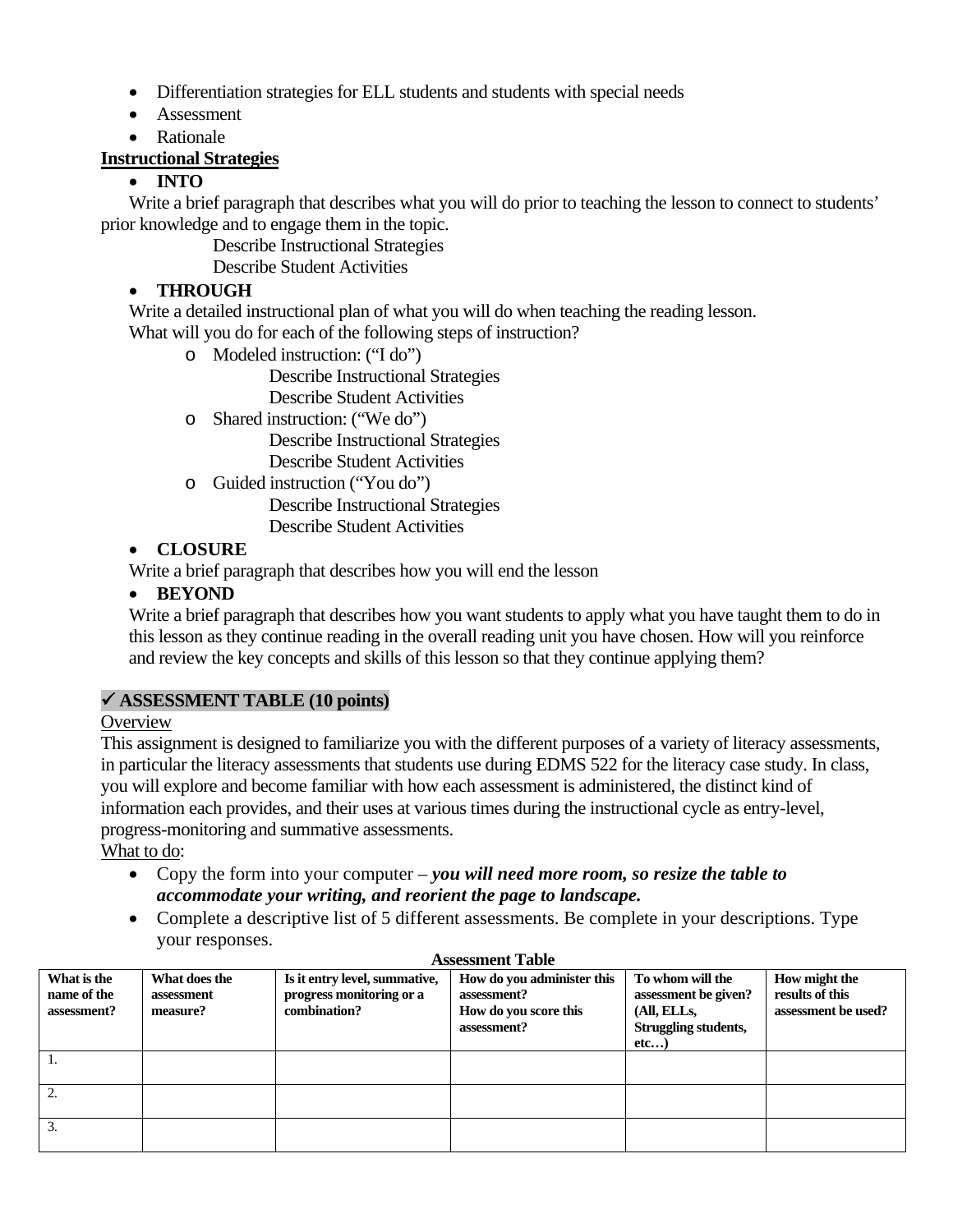- Differentiation strategies for ELL students and students with special needs
- Assessment
- Rationale

**Instructional Strategies**

- **INTO**

Write a brief paragraph that describes what you will do prior to teaching the lesson to connect to students' prior knowledge and to engage them in the topic.

Describe Instructional Strategies
Describe Student Activities

- **THROUGH**

Write a detailed instructional plan of what you will do when teaching the reading lesson.
What will you do for each of the following steps of instruction?

- Modeled instruction: ("I do")
  - Describe Instructional Strategies
  - Describe Student Activities
- Shared instruction: ("We do")
  - Describe Instructional Strategies
  - Describe Student Activities
- Guided instruction ("You do")
  - Describe Instructional Strategies
  - Describe Student Activities

- **CLOSURE**

Write a brief paragraph that describes how you will end the lesson

- **BEYOND**

Write a brief paragraph that describes how you want students to apply what you have taught them to do in this lesson as they continue reading in the overall reading unit you have chosen. How will you reinforce and review the key concepts and skills of this lesson so that they continue applying them?

**✓ ASSESSMENT TABLE (10 points)**

Overview

This assignment is designed to familiarize you with the different purposes of a variety of literacy assessments, in particular the literacy assessments that students use during EDMS 522 for the literacy case study. In class, you will explore and become familiar with how each assessment is administered, the distinct kind of information each provides, and their uses at various times during the instructional cycle as entry-level, progress-monitoring and summative assessments.

What to do:

- Copy the form into your computer – ***you will need more room, so resize the table to accommodate your writing, and reorient the page to landscape.***
- Complete a descriptive list of 5 different assessments. Be complete in your descriptions. Type your responses.

**Assessment Table**

| What is the name of the assessment? | What does the assessment measure? | Is it entry level, summative, progress monitoring or a combination? | How do you administer this assessment? How do you score this assessment? | To whom will the assessment be given? (All, ELLs, Struggling students, etc…) | How might the results of this assessment be used? |
|---|---|---|---|---|---|
| 1. | | | | | |
| 2. | | | | | |
| 3. | | | | | |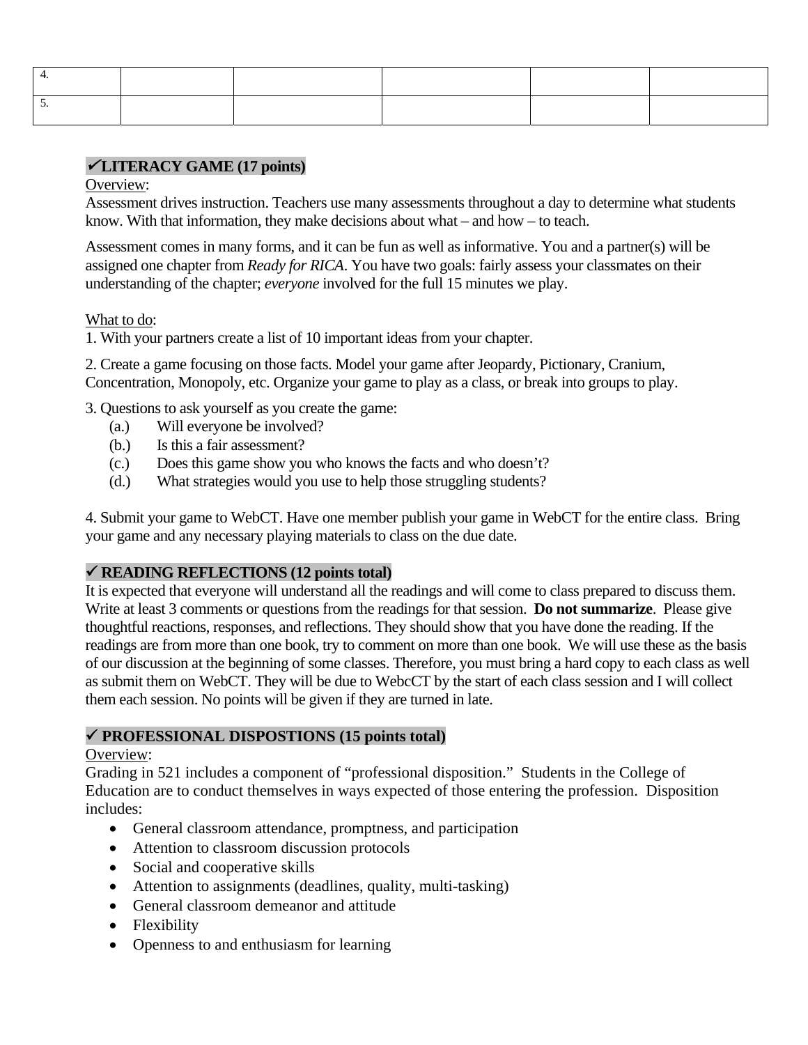| | | | | | |
|---|---|---|---|---|---|
| 4. | | | | | |
| 5. | | | | | |

### ✔LITERACY GAME (17 points)

Overview:

Assessment drives instruction. Teachers use many assessments throughout a day to determine what students know. With that information, they make decisions about what – and how – to teach.

Assessment comes in many forms, and it can be fun as well as informative. You and a partner(s) will be assigned one chapter from *Ready for RICA*. You have two goals: fairly assess your classmates on their understanding of the chapter; *everyone* involved for the full 15 minutes we play.

What to do:

1. With your partners create a list of 10 important ideas from your chapter.

2. Create a game focusing on those facts. Model your game after Jeopardy, Pictionary, Cranium, Concentration, Monopoly, etc. Organize your game to play as a class, or break into groups to play.

3. Questions to ask yourself as you create the game:
   - (a.) Will everyone be involved?
   - (b.) Is this a fair assessment?
   - (c.) Does this game show you who knows the facts and who doesn't?
   - (d.) What strategies would you use to help those struggling students?

4. Submit your game to WebCT. Have one member publish your game in WebCT for the entire class. Bring your game and any necessary playing materials to class on the due date.

### ✔ READING REFLECTIONS (12 points total)

It is expected that everyone will understand all the readings and will come to class prepared to discuss them. Write at least 3 comments or questions from the readings for that session. **Do not summarize**. Please give thoughtful reactions, responses, and reflections. They should show that you have done the reading. If the readings are from more than one book, try to comment on more than one book. We will use these as the basis of our discussion at the beginning of some classes. Therefore, you must bring a hard copy to each class as well as submit them on WebCT. They will be due to WebcCT by the start of each class session and I will collect them each session. No points will be given if they are turned in late.

### ✔ PROFESSIONAL DISPOSTIONS (15 points total)

Overview:

Grading in 521 includes a component of "professional disposition." Students in the College of Education are to conduct themselves in ways expected of those entering the profession. Disposition includes:

- General classroom attendance, promptness, and participation
- Attention to classroom discussion protocols
- Social and cooperative skills
- Attention to assignments (deadlines, quality, multi-tasking)
- General classroom demeanor and attitude
- Flexibility
- Openness to and enthusiasm for learning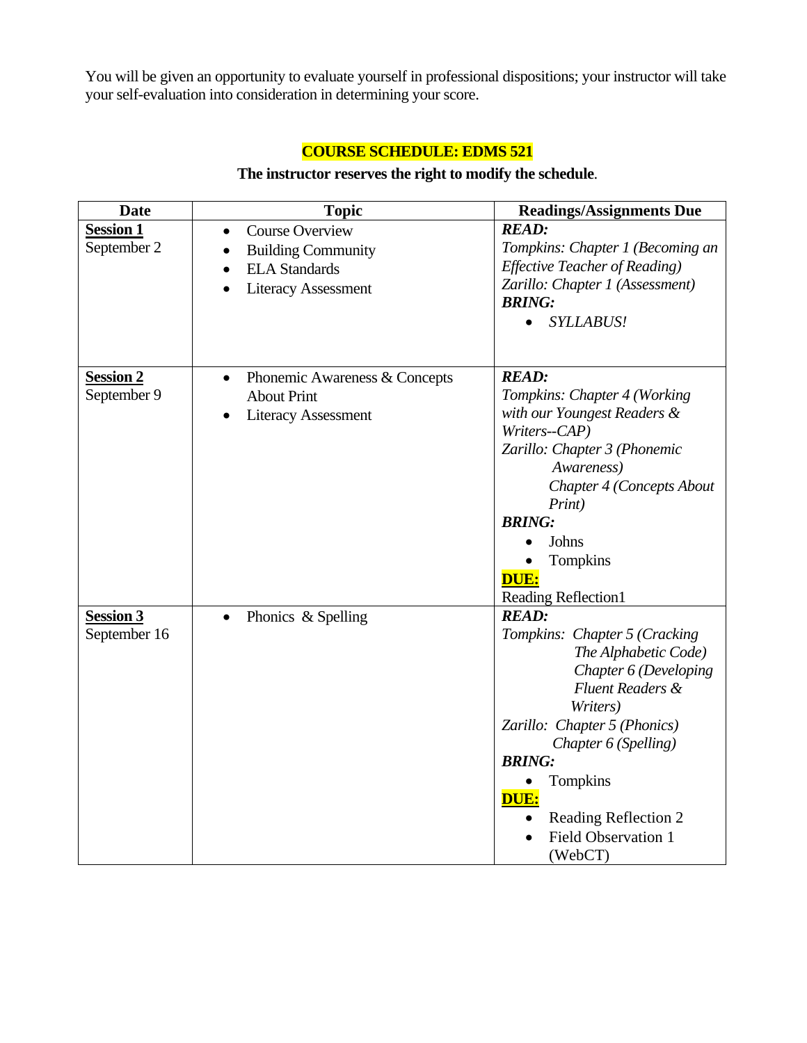You will be given an opportunity to evaluate yourself in professional dispositions; your instructor will take your self-evaluation into consideration in determining your score.

## COURSE SCHEDULE: EDMS 521

**The instructor reserves the right to modify the schedule.**

| Date | Topic | Readings/Assignments Due |
|---|---|---|
| **Session 1**<br>September 2 | • Course Overview<br>• Building Community<br>• ELA Standards<br>• Literacy Assessment | ***READ:***<br>*Tompkins: Chapter 1 (Becoming an Effective Teacher of Reading)*<br>*Zarillo: Chapter 1 (Assessment)*<br>***BRING:***<br>• *SYLLABUS!* |
| **Session 2**<br>September 9 | • Phonemic Awareness & Concepts About Print<br>• Literacy Assessment | ***READ:***<br>*Tompkins: Chapter 4 (Working with our Youngest Readers & Writers--CAP)*<br>*Zarillo: Chapter 3 (Phonemic Awareness)*<br>*Chapter 4 (Concepts About Print)*<br>***BRING:***<br>• Johns<br>• Tompkins<br>**DUE:**<br>Reading Reflection1 |
| **Session 3**<br>September 16 | • Phonics & Spelling | ***READ:***<br>*Tompkins: Chapter 5 (Cracking The Alphabetic Code)*<br>*Chapter 6 (Developing Fluent Readers & Writers)*<br>*Zarillo: Chapter 5 (Phonics)*<br>*Chapter 6 (Spelling)*<br>***BRING:***<br>• Tompkins<br>**DUE:**<br>• Reading Reflection 2<br>• Field Observation 1 (WebCT) |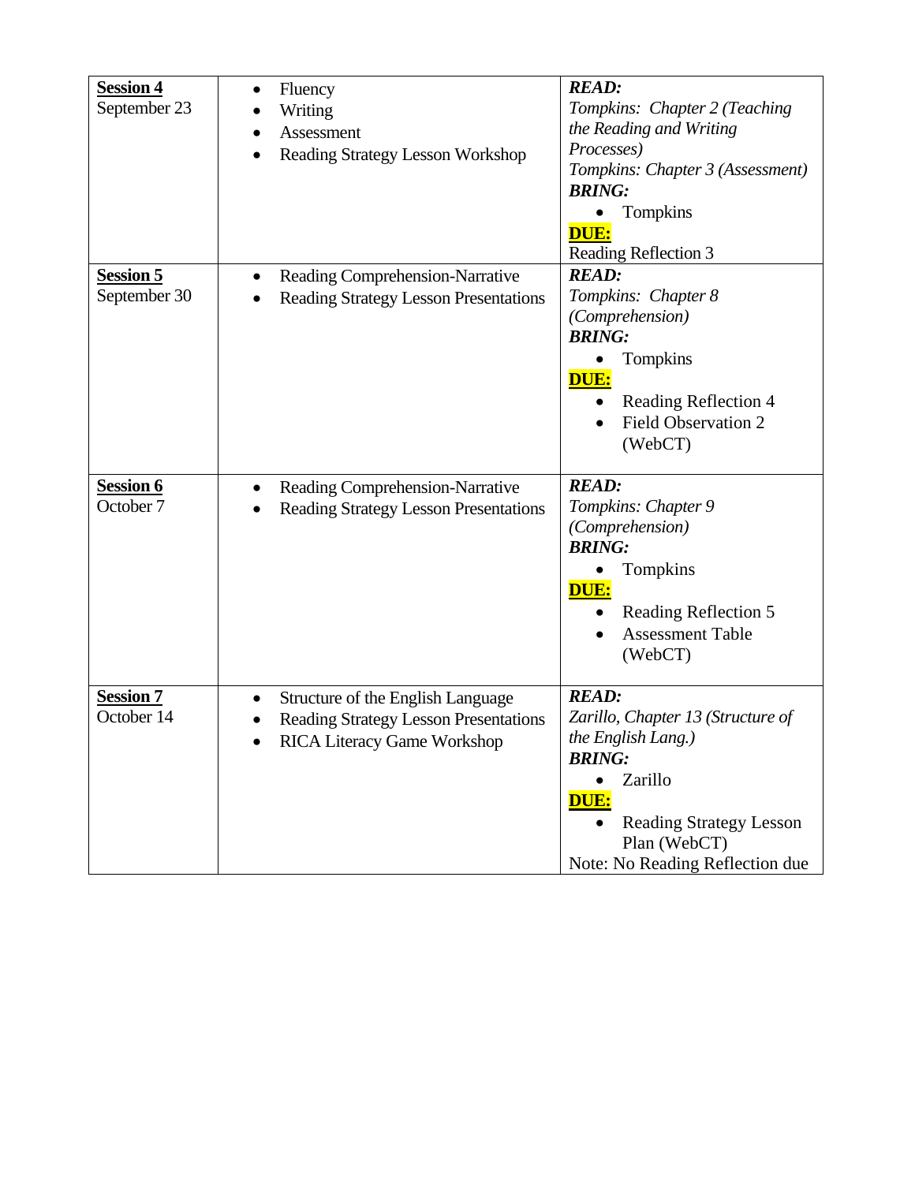| | | |
|---|---|---|
| **Session 4**<br>September 23 | • Fluency<br>• Writing<br>• Assessment<br>• Reading Strategy Lesson Workshop | ***READ:***<br>*Tompkins: Chapter 2 (Teaching the Reading and Writing Processes)*<br>*Tompkins: Chapter 3 (Assessment)*<br>***BRING:***<br>• Tompkins<br>**DUE:**<br>Reading Reflection 3 |
| **Session 5**<br>September 30 | • Reading Comprehension-Narrative<br>• Reading Strategy Lesson Presentations | ***READ:***<br>*Tompkins: Chapter 8 (Comprehension)*<br>***BRING:***<br>• Tompkins<br>**DUE:**<br>• Reading Reflection 4<br>• Field Observation 2 (WebCT) |
| **Session 6**<br>October 7 | • Reading Comprehension-Narrative<br>• Reading Strategy Lesson Presentations | ***READ:***<br>*Tompkins: Chapter 9 (Comprehension)*<br>***BRING:***<br>• Tompkins<br>**DUE:**<br>• Reading Reflection 5<br>• Assessment Table (WebCT) |
| **Session 7**<br>October 14 | • Structure of the English Language<br>• Reading Strategy Lesson Presentations<br>• RICA Literacy Game Workshop | ***READ:***<br>*Zarillo, Chapter 13 (Structure of the English Lang.)*<br>***BRING:***<br>• Zarillo<br>**DUE:**<br>• Reading Strategy Lesson Plan (WebCT)<br>Note: No Reading Reflection due |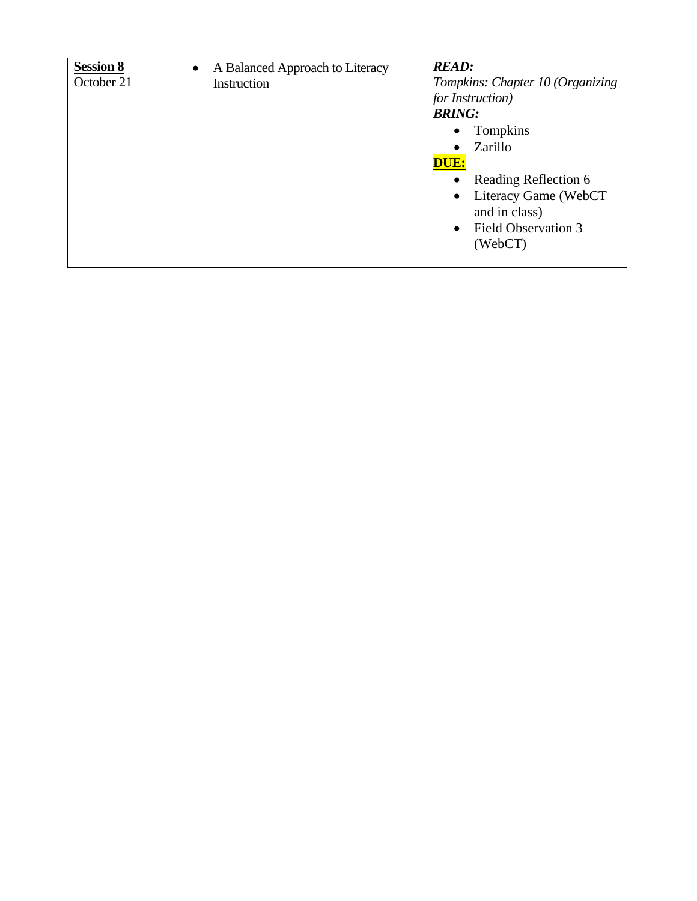| | | |
|---|---|---|
| **Session 8**<br>October 21 | • A Balanced Approach to Literacy Instruction | ***READ:***<br>*Tompkins: Chapter 10 (Organizing for Instruction)*<br>***BRING:***<br>• Tompkins<br>• Zarillo<br>**DUE:**<br>• Reading Reflection 6<br>• Literacy Game (WebCT and in class)<br>• Field Observation 3 (WebCT) |